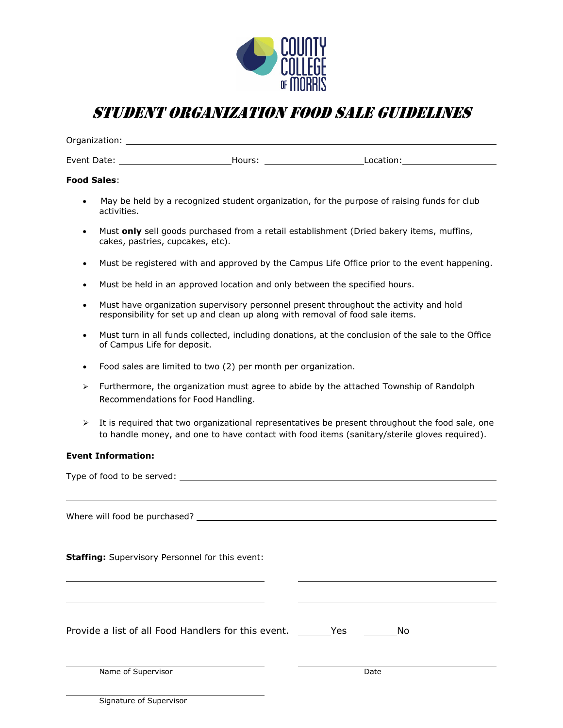# STUDENT ORGANIZATION FOOD SALE GUIDELINES

Organization: ______________________________________________

Event Date: ____________________ Hours: ____________________ Location: ____________________

**Food Sales**:

- May be held by a recognized student organization, for the purpose of raising funds for club activities.
- Must **only** sell goods purchased from a retail establishment (Dried bakery items, muffins, cakes, pastries, cupcakes, etc).
- Must be registered with and approved by the Campus Life Office prior to the event happening.
- Must be held in an approved location and only between the specified hours.
- Must have organization supervisory personnel present throughout the activity and hold responsibility for set up and clean up along with removal of food sale items.
- Must turn in all funds collected, including donations, at the conclusion of the sale to the Office of Campus Life for deposit.
- Food sales are limited to two (2) per month per organization.

➢ Furthermore, the organization must agree to abide by the attached Township of Randolph Recommendations for Food Handling.

➢ It is required that two organizational representatives be present throughout the food sale, one to handle money, and one to have contact with food items (sanitary/sterile gloves required).

**Event Information:**

Type of food to be served: ______________________________________________

______________________________________________

Where will food be purchased? ______________________________________________

**Staffing:** Supervisory Personnel for this event:

____________________ ____________________

____________________ ____________________

Provide a list of all Food Handlers for this event. ______Yes ______No

____________________ ____________________
Name of Supervisor Date

____________________
Signature of Supervisor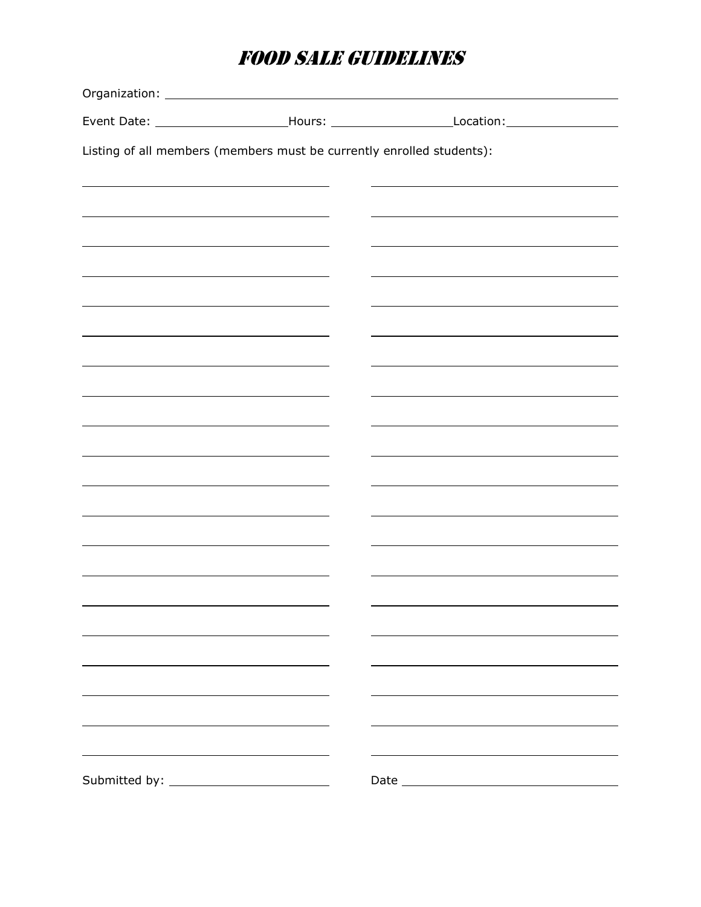# FOOD SALE GUIDELINES

Organization: ______________________________________________

Event Date: ____________ Hours: ____________ Location: ____________

Listing of all members (members must be currently enrolled students):

| | |
|---|---|
| | |
| | |
| | |
| | |
| | |
| | |
| | |
| | |
| | |
| | |
| | |
| | |
| | |
| | |
| | |
| | |
| | |
| | |
| | |
| | |

Submitted by: ____________________ Date ____________________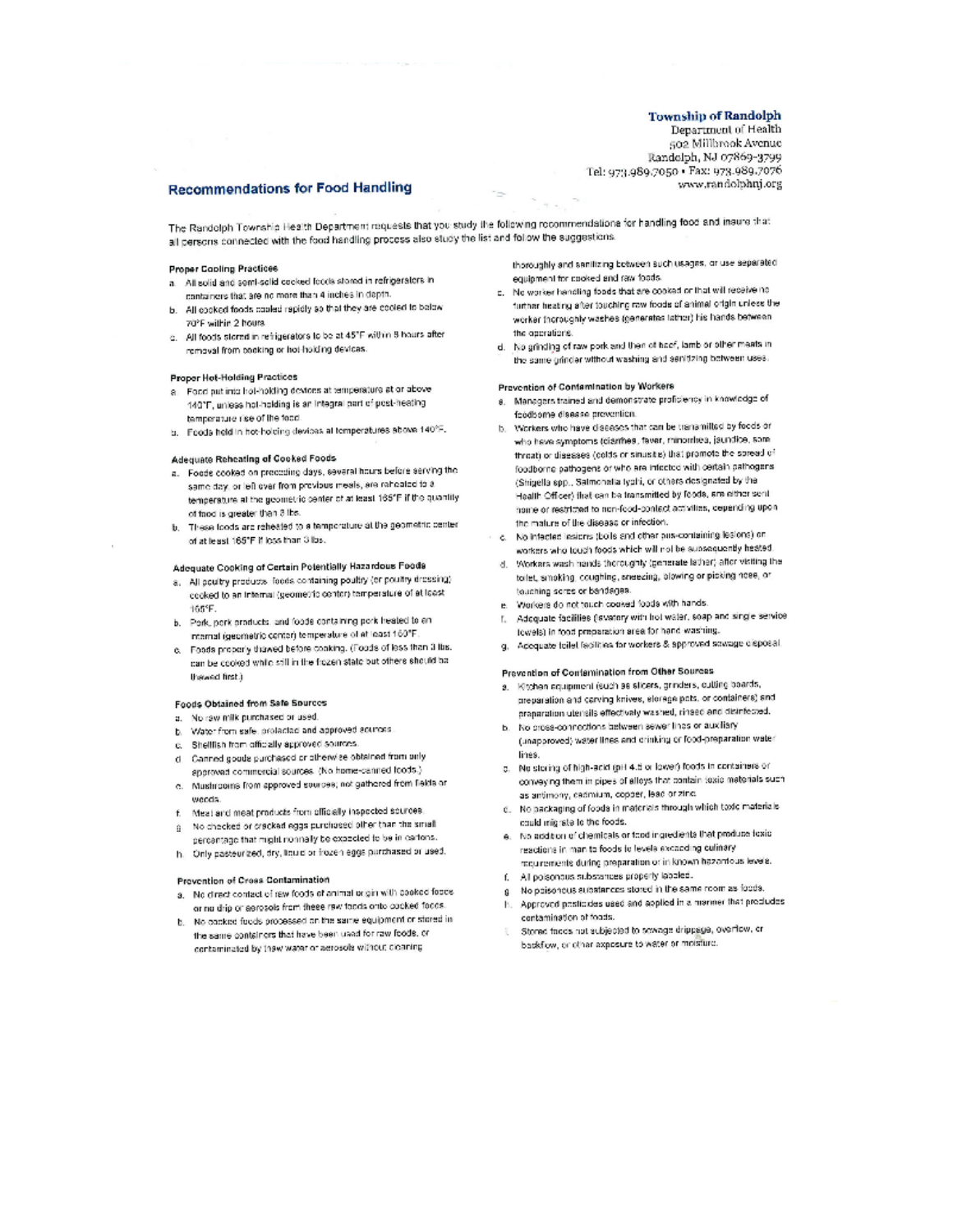**Township of Randolph**
Department of Health
502 Millbrook Avenue
Randolph, NJ 07869-3799
Tel: 973.989.7050 • Fax: 973.989.7076
www.randolphnj.org

## Recommendations for Food Handling

The Randolph Township Health Department requests that you study the following recommendations for handling food and insure that all persons connected with the food handling process also study the list and follow the suggestions.

### Proper Cooling Practices

a. All solid and semi-solid cooked foods stored in refrigerators in containers that are no more than 4 inches in depth.
b. All cooked foods cooled rapidly so that they are cooled to below 70°F within 2 hours.
c. All foods stored in refrigerators to be at 45°F within 8 hours after removal from cooking or hot-holding devices.

### Proper Hot-Holding Practices

a. Food put into hot-holding devices at temperature at or above 140°F, unless hot-holding is an integral part of post-heating temperature rise of the food.
b. Foods held in hot-holding devices at temperatures above 140°F.

### Adequate Reheating of Cooked Foods

a. Foods cooked on preceding days, several hours before serving the same day, or left over from previous meals, are reheated to a temperature at the geometric center of at least 165°F if the quantity of food is greater than 3 lbs.
b. These foods are reheated to a temperature at the geometric center of at least 165°F if less than 3 lbs.

### Adequate Cooking of Certain Potentially Hazardous Foods

a. All poultry products, foods containing poultry (or poultry dressing) cooked to an internal (geometric center) temperature of at least 165°F.
b. Pork, pork products, and foods containing pork heated to an internal (geometric center) temperature of at least 150°F.
c. Foods properly thawed before cooking. (Foods of less than 3 lbs. can be cooked while still in the frozen state but others should be thawed first.)

### Foods Obtained from Safe Sources

a. No raw milk purchased or used.
b. Water from safe, protected and approved sources.
c. Shellfish from officially approved sources.
d. Canned goods purchased or otherwise obtained from only approved commercial sources. (No home-canned foods.)
e. Mushrooms from approved sources, not gathered from fields or woods.
f. Meat and meat products from officially inspected sources.
g. No checked or cracked eggs purchased other than the small percentage that might normally be expected to be in cartons.
h. Only pasteurized, dry, liquid or frozen eggs purchased or used.

### Prevention of Cross Contamination

a. No direct contact of raw foods of animal origin with cooked foods or no drip or aerosols from these raw foods onto cooked foods.
b. No cooked foods processed on the same equipment or stored in the same containers that have been used for raw foods, or contaminated by thaw water or aerosols without cleaning thoroughly and sanitizing between such usages, or use separated equipment for cooked and raw foods.
c. No worker handling foods that are cooked or that will receive no further heating after touching raw foods of animal origin unless the worker thoroughly washes (generates lather) his hands between the operations.
d. No grinding of raw pork and then of beef, lamb or other meats in the same grinder without washing and sanitizing between uses.

### Prevention of Contamination by Workers

a. Managers trained and demonstrate proficiency in knowledge of foodborne disease prevention.
b. Workers who have diseases that can be transmitted by foods or who have symptoms (diarrhea, fever, rhinorrhea, jaundice, sore throat) or diseases (colds or sinusitis) that promote the spread of foodborne pathogens or who are infected with certain pathogens (Shigella spp., Salmonella typhi, or others designated by the Health Officer) that can be transmitted by foods, are either sent home or restricted to non-food-contact activities, depending upon the nature of the disease or infection.
c. No infected lesions (boils and other pus-containing lesions) on workers who touch foods which will not be subsequently heated.
d. Workers wash hands thoroughly (generate lather) after visiting the toilet, smoking, coughing, sneezing, blowing or picking nose, or touching sores or bandages.
e. Workers do not touch cooked foods with hands.
f. Adequate facilities (lavatory with hot water, soap and single service towels) in food preparation area for hand washing.
g. Adequate toilet facilities for workers & approved sewage disposal.

### Prevention of Contamination from Other Sources

a. Kitchen equipment (such as slicers, grinders, cutting boards, preparation and carving knives, storage pots, or containers) and preparation utensils effectively washed, rinsed and disinfected.
b. No cross-connections between sewer lines or auxiliary (unapproved) water lines and drinking or food-preparation water lines.
c. No storing of high-acid (pH 4.5 or lower) foods in containers or conveying them in pipes of alloys that contain toxic materials such as antimony, cadmium, copper, lead or zinc.
d. No packaging of foods in materials through which toxic materials could migrate to the foods.
e. No addition of chemicals or food ingredients that produce toxic reactions in man to foods to levels exceeding culinary requirements during preparation or in known hazardous levels.
f. All poisonous substances properly labeled.
g. No poisonous substances stored in the same room as foods.
h. Approved pesticides used and applied in a manner that produces contamination of foods.
i. Stored foods not subjected to sewage drippage, overflow, or backflow, or other exposure to water or moisture.